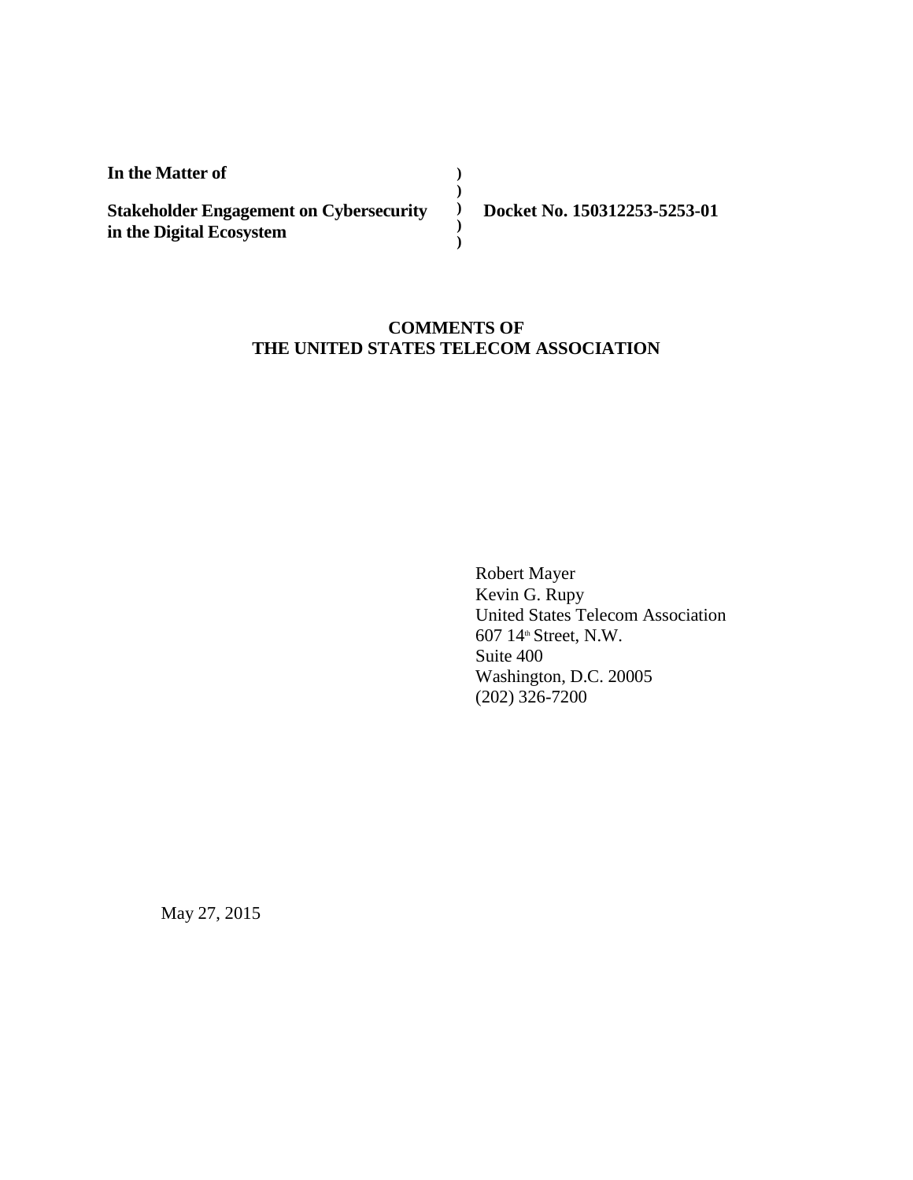**In the Matter of**

**Stakeholder Engagement on Cybersecurity in the Digital Ecosystem** ) ) ) ) ) **Docket No. 150312253-5253-01**

**COMMENTS OF**
**THE UNITED STATES TELECOM ASSOCIATION**

Robert Mayer
Kevin G. Rupy
United States Telecom Association
607 14th Street, N.W.
Suite 400
Washington, D.C. 20005
(202) 326-7200

May 27, 2015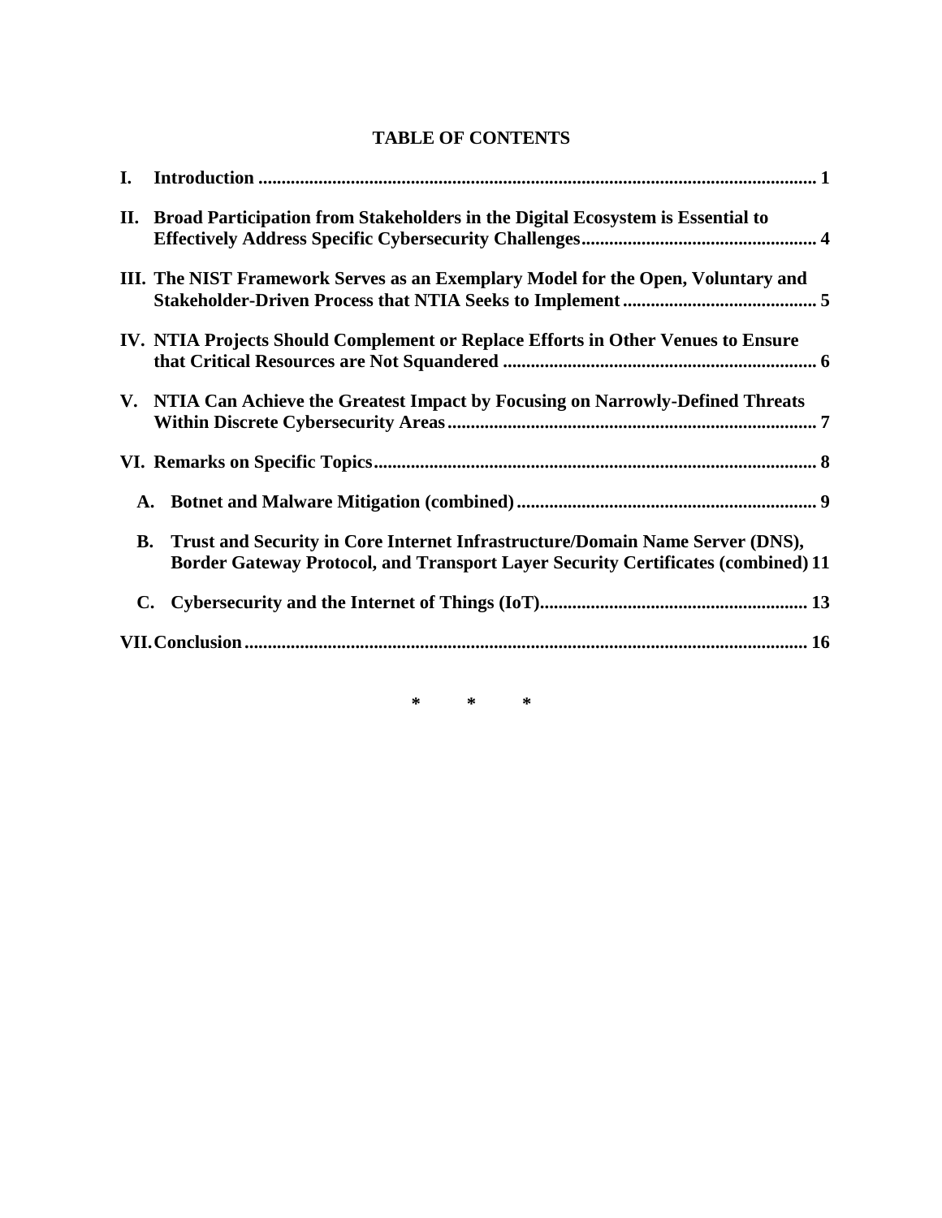**TABLE OF CONTENTS**

**I. Introduction ... 1**

**II. Broad Participation from Stakeholders in the Digital Ecosystem is Essential to Effectively Address Specific Cybersecurity Challenges ... 4**

**III. The NIST Framework Serves as an Exemplary Model for the Open, Voluntary and Stakeholder-Driven Process that NTIA Seeks to Implement ... 5**

**IV. NTIA Projects Should Complement or Replace Efforts in Other Venues to Ensure that Critical Resources are Not Squandered ... 6**

**V. NTIA Can Achieve the Greatest Impact by Focusing on Narrowly-Defined Threats Within Discrete Cybersecurity Areas ... 7**

**VI. Remarks on Specific Topics ... 8**

- **A. Botnet and Malware Mitigation (combined) ... 9**
- **B. Trust and Security in Core Internet Infrastructure/Domain Name Server (DNS), Border Gateway Protocol, and Transport Layer Security Certificates (combined) 11**
- **C. Cybersecurity and the Internet of Things (IoT) ... 13**

**VII. Conclusion ... 16**

\* \* \*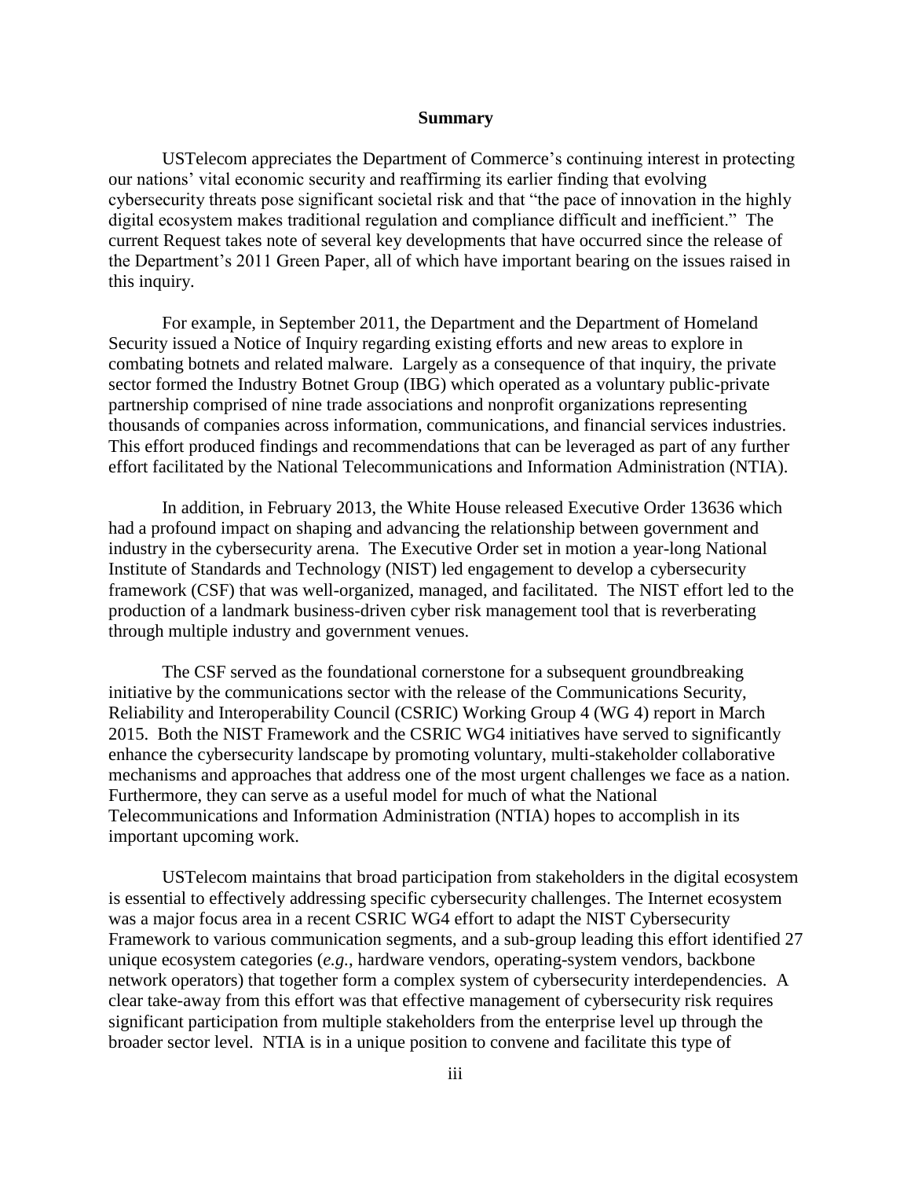## Summary

USTelecom appreciates the Department of Commerce's continuing interest in protecting our nations' vital economic security and reaffirming its earlier finding that evolving cybersecurity threats pose significant societal risk and that "the pace of innovation in the highly digital ecosystem makes traditional regulation and compliance difficult and inefficient." The current Request takes note of several key developments that have occurred since the release of the Department's 2011 Green Paper, all of which have important bearing on the issues raised in this inquiry.

For example, in September 2011, the Department and the Department of Homeland Security issued a Notice of Inquiry regarding existing efforts and new areas to explore in combating botnets and related malware. Largely as a consequence of that inquiry, the private sector formed the Industry Botnet Group (IBG) which operated as a voluntary public-private partnership comprised of nine trade associations and nonprofit organizations representing thousands of companies across information, communications, and financial services industries. This effort produced findings and recommendations that can be leveraged as part of any further effort facilitated by the National Telecommunications and Information Administration (NTIA).

In addition, in February 2013, the White House released Executive Order 13636 which had a profound impact on shaping and advancing the relationship between government and industry in the cybersecurity arena. The Executive Order set in motion a year-long National Institute of Standards and Technology (NIST) led engagement to develop a cybersecurity framework (CSF) that was well-organized, managed, and facilitated. The NIST effort led to the production of a landmark business-driven cyber risk management tool that is reverberating through multiple industry and government venues.

The CSF served as the foundational cornerstone for a subsequent groundbreaking initiative by the communications sector with the release of the Communications Security, Reliability and Interoperability Council (CSRIC) Working Group 4 (WG 4) report in March 2015. Both the NIST Framework and the CSRIC WG4 initiatives have served to significantly enhance the cybersecurity landscape by promoting voluntary, multi-stakeholder collaborative mechanisms and approaches that address one of the most urgent challenges we face as a nation. Furthermore, they can serve as a useful model for much of what the National Telecommunications and Information Administration (NTIA) hopes to accomplish in its important upcoming work.

USTelecom maintains that broad participation from stakeholders in the digital ecosystem is essential to effectively addressing specific cybersecurity challenges. The Internet ecosystem was a major focus area in a recent CSRIC WG4 effort to adapt the NIST Cybersecurity Framework to various communication segments, and a sub-group leading this effort identified 27 unique ecosystem categories (*e.g.*, hardware vendors, operating-system vendors, backbone network operators) that together form a complex system of cybersecurity interdependencies. A clear take-away from this effort was that effective management of cybersecurity risk requires significant participation from multiple stakeholders from the enterprise level up through the broader sector level. NTIA is in a unique position to convene and facilitate this type of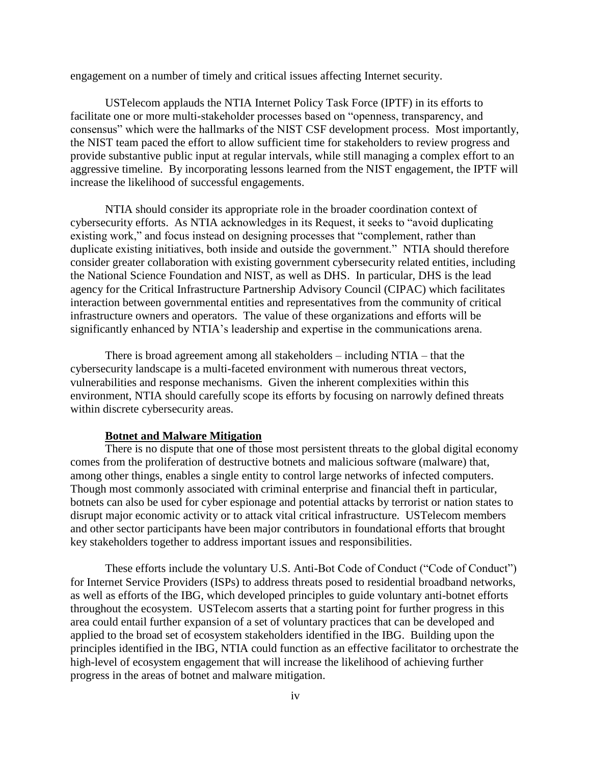engagement on a number of timely and critical issues affecting Internet security.

USTelecom applauds the NTIA Internet Policy Task Force (IPTF) in its efforts to facilitate one or more multi-stakeholder processes based on "openness, transparency, and consensus" which were the hallmarks of the NIST CSF development process. Most importantly, the NIST team paced the effort to allow sufficient time for stakeholders to review progress and provide substantive public input at regular intervals, while still managing a complex effort to an aggressive timeline. By incorporating lessons learned from the NIST engagement, the IPTF will increase the likelihood of successful engagements.

NTIA should consider its appropriate role in the broader coordination context of cybersecurity efforts. As NTIA acknowledges in its Request, it seeks to "avoid duplicating existing work," and focus instead on designing processes that "complement, rather than duplicate existing initiatives, both inside and outside the government." NTIA should therefore consider greater collaboration with existing government cybersecurity related entities, including the National Science Foundation and NIST, as well as DHS. In particular, DHS is the lead agency for the Critical Infrastructure Partnership Advisory Council (CIPAC) which facilitates interaction between governmental entities and representatives from the community of critical infrastructure owners and operators. The value of these organizations and efforts will be significantly enhanced by NTIA's leadership and expertise in the communications arena.

There is broad agreement among all stakeholders – including NTIA – that the cybersecurity landscape is a multi-faceted environment with numerous threat vectors, vulnerabilities and response mechanisms. Given the inherent complexities within this environment, NTIA should carefully scope its efforts by focusing on narrowly defined threats within discrete cybersecurity areas.

**Botnet and Malware Mitigation**

There is no dispute that one of those most persistent threats to the global digital economy comes from the proliferation of destructive botnets and malicious software (malware) that, among other things, enables a single entity to control large networks of infected computers. Though most commonly associated with criminal enterprise and financial theft in particular, botnets can also be used for cyber espionage and potential attacks by terrorist or nation states to disrupt major economic activity or to attack vital critical infrastructure. USTelecom members and other sector participants have been major contributors in foundational efforts that brought key stakeholders together to address important issues and responsibilities.

These efforts include the voluntary U.S. Anti-Bot Code of Conduct ("Code of Conduct") for Internet Service Providers (ISPs) to address threats posed to residential broadband networks, as well as efforts of the IBG, which developed principles to guide voluntary anti-botnet efforts throughout the ecosystem. USTelecom asserts that a starting point for further progress in this area could entail further expansion of a set of voluntary practices that can be developed and applied to the broad set of ecosystem stakeholders identified in the IBG. Building upon the principles identified in the IBG, NTIA could function as an effective facilitator to orchestrate the high-level of ecosystem engagement that will increase the likelihood of achieving further progress in the areas of botnet and malware mitigation.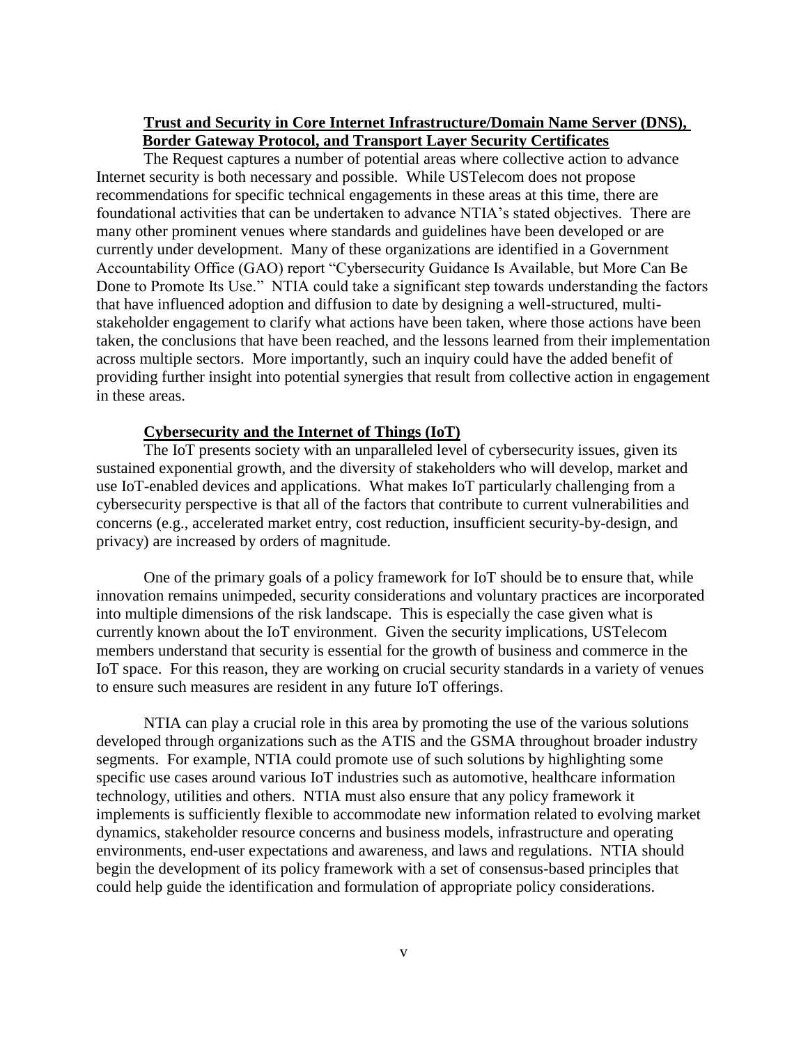**Trust and Security in Core Internet Infrastructure/Domain Name Server (DNS), Border Gateway Protocol, and Transport Layer Security Certificates**

The Request captures a number of potential areas where collective action to advance Internet security is both necessary and possible. While USTelecom does not propose recommendations for specific technical engagements in these areas at this time, there are foundational activities that can be undertaken to advance NTIA's stated objectives. There are many other prominent venues where standards and guidelines have been developed or are currently under development. Many of these organizations are identified in a Government Accountability Office (GAO) report "Cybersecurity Guidance Is Available, but More Can Be Done to Promote Its Use." NTIA could take a significant step towards understanding the factors that have influenced adoption and diffusion to date by designing a well-structured, multi-stakeholder engagement to clarify what actions have been taken, where those actions have been taken, the conclusions that have been reached, and the lessons learned from their implementation across multiple sectors. More importantly, such an inquiry could have the added benefit of providing further insight into potential synergies that result from collective action in engagement in these areas.

**Cybersecurity and the Internet of Things (IoT)**

The IoT presents society with an unparalleled level of cybersecurity issues, given its sustained exponential growth, and the diversity of stakeholders who will develop, market and use IoT-enabled devices and applications. What makes IoT particularly challenging from a cybersecurity perspective is that all of the factors that contribute to current vulnerabilities and concerns (e.g., accelerated market entry, cost reduction, insufficient security-by-design, and privacy) are increased by orders of magnitude.

One of the primary goals of a policy framework for IoT should be to ensure that, while innovation remains unimpeded, security considerations and voluntary practices are incorporated into multiple dimensions of the risk landscape. This is especially the case given what is currently known about the IoT environment. Given the security implications, USTelecom members understand that security is essential for the growth of business and commerce in the IoT space. For this reason, they are working on crucial security standards in a variety of venues to ensure such measures are resident in any future IoT offerings.

NTIA can play a crucial role in this area by promoting the use of the various solutions developed through organizations such as the ATIS and the GSMA throughout broader industry segments. For example, NTIA could promote use of such solutions by highlighting some specific use cases around various IoT industries such as automotive, healthcare information technology, utilities and others. NTIA must also ensure that any policy framework it implements is sufficiently flexible to accommodate new information related to evolving market dynamics, stakeholder resource concerns and business models, infrastructure and operating environments, end-user expectations and awareness, and laws and regulations. NTIA should begin the development of its policy framework with a set of consensus-based principles that could help guide the identification and formulation of appropriate policy considerations.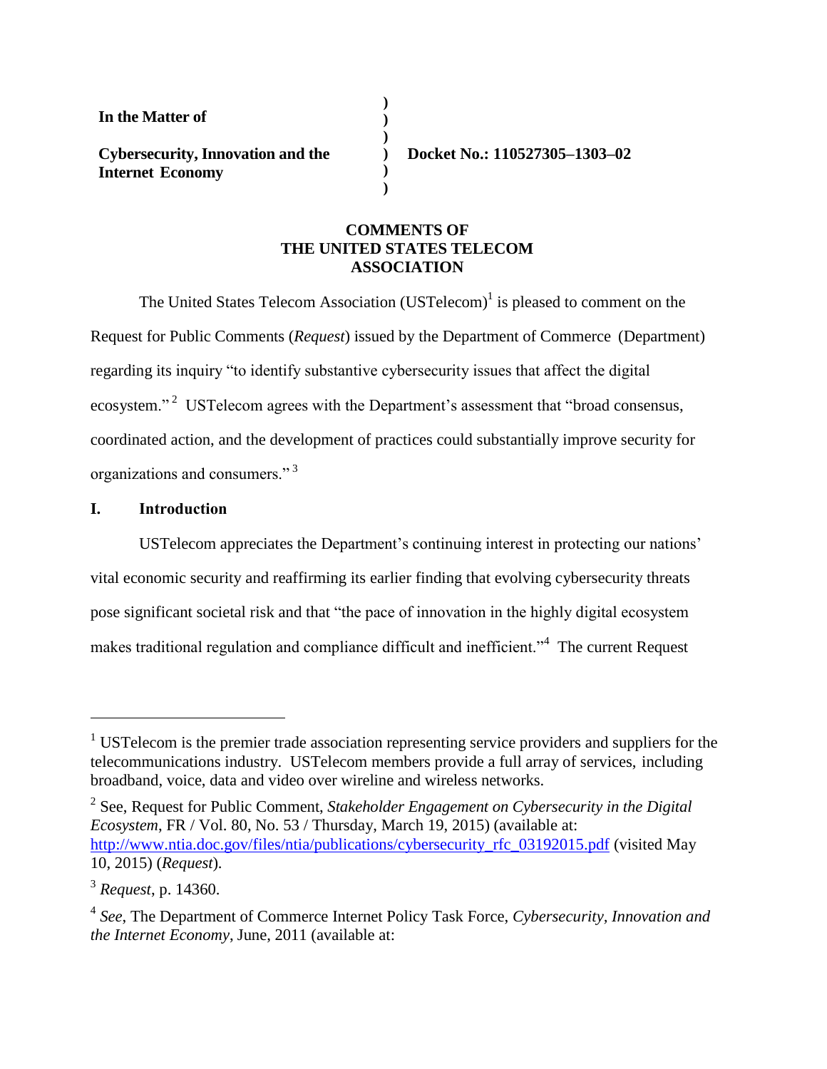**In the Matter of**

**Cybersecurity, Innovation and the Internet Economy**

**Docket No.: 110527305–1303–02**

**COMMENTS OF THE UNITED STATES TELECOM ASSOCIATION**

The United States Telecom Association (USTelecom)[1] is pleased to comment on the Request for Public Comments (*Request*) issued by the Department of Commerce (Department) regarding its inquiry "to identify substantive cybersecurity issues that affect the digital ecosystem."[2] USTelecom agrees with the Department's assessment that "broad consensus, coordinated action, and the development of practices could substantially improve security for organizations and consumers."[3]

## I. Introduction

USTelecom appreciates the Department's continuing interest in protecting our nations' vital economic security and reaffirming its earlier finding that evolving cybersecurity threats pose significant societal risk and that "the pace of innovation in the highly digital ecosystem makes traditional regulation and compliance difficult and inefficient."[4] The current Request

---

[1] USTelecom is the premier trade association representing service providers and suppliers for the telecommunications industry. USTelecom members provide a full array of services, including broadband, voice, data and video over wireline and wireless networks.

[2] See, Request for Public Comment, *Stakeholder Engagement on Cybersecurity in the Digital Ecosystem*, FR / Vol. 80, No. 53 / Thursday, March 19, 2015) (available at: http://www.ntia.doc.gov/files/ntia/publications/cybersecurity_rfc_03192015.pdf (visited May 10, 2015) (*Request*).

[3] *Request*, p. 14360.

[4] *See*, The Department of Commerce Internet Policy Task Force, *Cybersecurity, Innovation and the Internet Economy*, June, 2011 (available at: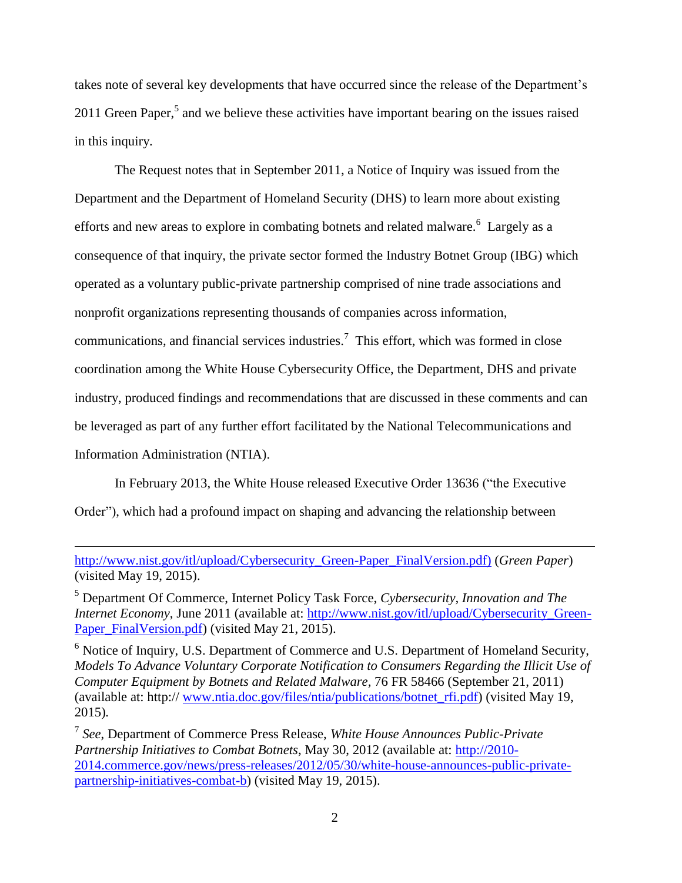takes note of several key developments that have occurred since the release of the Department's 2011 Green Paper,[5] and we believe these activities have important bearing on the issues raised in this inquiry.

The Request notes that in September 2011, a Notice of Inquiry was issued from the Department and the Department of Homeland Security (DHS) to learn more about existing efforts and new areas to explore in combating botnets and related malware.[6] Largely as a consequence of that inquiry, the private sector formed the Industry Botnet Group (IBG) which operated as a voluntary public-private partnership comprised of nine trade associations and nonprofit organizations representing thousands of companies across information, communications, and financial services industries.[7] This effort, which was formed in close coordination among the White House Cybersecurity Office, the Department, DHS and private industry, produced findings and recommendations that are discussed in these comments and can be leveraged as part of any further effort facilitated by the National Telecommunications and Information Administration (NTIA).

In February 2013, the White House released Executive Order 13636 ("the Executive Order"), which had a profound impact on shaping and advancing the relationship between

---

http://www.nist.gov/itl/upload/Cybersecurity_Green-Paper_FinalVersion.pdf) (*Green Paper*) (visited May 19, 2015).

[5] Department Of Commerce, Internet Policy Task Force, *Cybersecurity, Innovation and The Internet Economy*, June 2011 (available at: http://www.nist.gov/itl/upload/Cybersecurity_Green-Paper_FinalVersion.pdf) (visited May 21, 2015).

[6] Notice of Inquiry, U.S. Department of Commerce and U.S. Department of Homeland Security, *Models To Advance Voluntary Corporate Notification to Consumers Regarding the Illicit Use of Computer Equipment by Botnets and Related Malware*, 76 FR 58466 (September 21, 2011) (available at: http:// www.ntia.doc.gov/files/ntia/publications/botnet_rfi.pdf) (visited May 19, 2015).

[7] *See*, Department of Commerce Press Release, *White House Announces Public-Private Partnership Initiatives to Combat Botnets*, May 30, 2012 (available at: http://2010-2014.commerce.gov/news/press-releases/2012/05/30/white-house-announces-public-private-partnership-initiatives-combat-b) (visited May 19, 2015).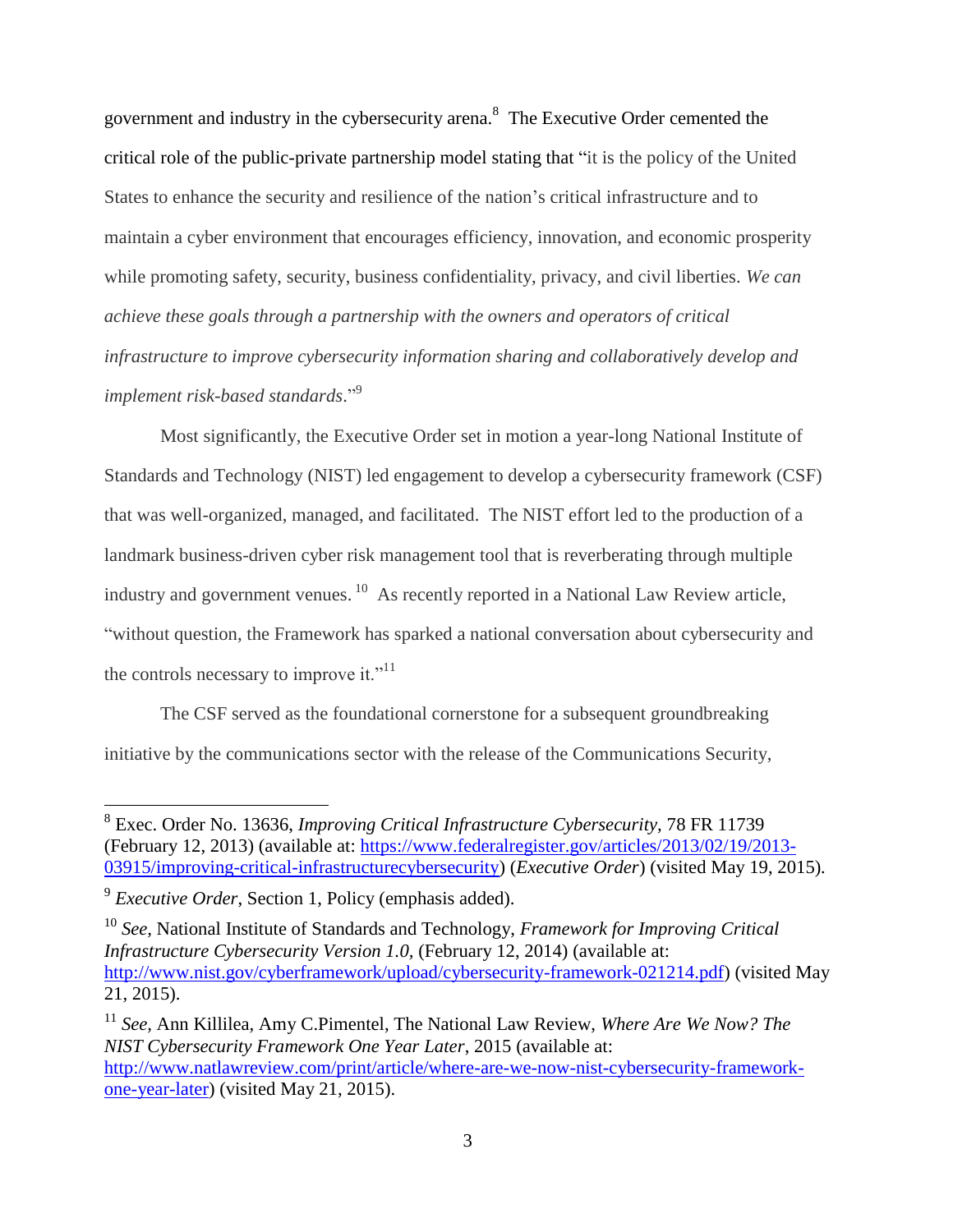government and industry in the cybersecurity arena.[8] The Executive Order cemented the critical role of the public-private partnership model stating that "it is the policy of the United States to enhance the security and resilience of the nation's critical infrastructure and to maintain a cyber environment that encourages efficiency, innovation, and economic prosperity while promoting safety, security, business confidentiality, privacy, and civil liberties. *We can achieve these goals through a partnership with the owners and operators of critical infrastructure to improve cybersecurity information sharing and collaboratively develop and implement risk-based standards*."[9]

Most significantly, the Executive Order set in motion a year-long National Institute of Standards and Technology (NIST) led engagement to develop a cybersecurity framework (CSF) that was well-organized, managed, and facilitated. The NIST effort led to the production of a landmark business-driven cyber risk management tool that is reverberating through multiple industry and government venues.[10] As recently reported in a National Law Review article, "without question, the Framework has sparked a national conversation about cybersecurity and the controls necessary to improve it."[11]

The CSF served as the foundational cornerstone for a subsequent groundbreaking initiative by the communications sector with the release of the Communications Security,

---

[8] Exec. Order No. 13636, *Improving Critical Infrastructure Cybersecurity*, 78 FR 11739 (February 12, 2013) (available at: https://www.federalregister.gov/articles/2013/02/19/2013-03915/improving-critical-infrastructurecybersecurity) (*Executive Order*) (visited May 19, 2015).

[9] *Executive Order*, Section 1, Policy (emphasis added).

[10] *See*, National Institute of Standards and Technology, *Framework for Improving Critical Infrastructure Cybersecurity Version 1.0*, (February 12, 2014) (available at: http://www.nist.gov/cyberframework/upload/cybersecurity-framework-021214.pdf) (visited May 21, 2015).

[11] *See*, Ann Killilea, Amy C.Pimentel, The National Law Review, *Where Are We Now? The NIST Cybersecurity Framework One Year Later*, 2015 (available at: http://www.natlawreview.com/print/article/where-are-we-now-nist-cybersecurity-framework-one-year-later) (visited May 21, 2015).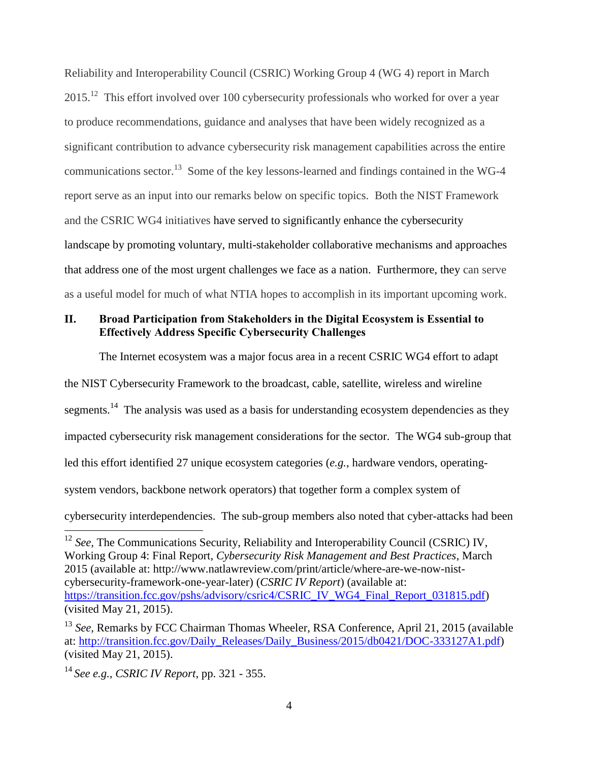Reliability and Interoperability Council (CSRIC) Working Group 4 (WG 4) report in March 2015.[12] This effort involved over 100 cybersecurity professionals who worked for over a year to produce recommendations, guidance and analyses that have been widely recognized as a significant contribution to advance cybersecurity risk management capabilities across the entire communications sector.[13] Some of the key lessons-learned and findings contained in the WG-4 report serve as an input into our remarks below on specific topics. Both the NIST Framework and the CSRIC WG4 initiatives have served to significantly enhance the cybersecurity landscape by promoting voluntary, multi-stakeholder collaborative mechanisms and approaches that address one of the most urgent challenges we face as a nation. Furthermore, they can serve as a useful model for much of what NTIA hopes to accomplish in its important upcoming work.

## II. Broad Participation from Stakeholders in the Digital Ecosystem is Essential to Effectively Address Specific Cybersecurity Challenges

The Internet ecosystem was a major focus area in a recent CSRIC WG4 effort to adapt the NIST Cybersecurity Framework to the broadcast, cable, satellite, wireless and wireline segments.[14] The analysis was used as a basis for understanding ecosystem dependencies as they impacted cybersecurity risk management considerations for the sector. The WG4 sub-group that led this effort identified 27 unique ecosystem categories (*e.g.*, hardware vendors, operating-system vendors, backbone network operators) that together form a complex system of cybersecurity interdependencies. The sub-group members also noted that cyber-attacks had been

---

[12] *See*, The Communications Security, Reliability and Interoperability Council (CSRIC) IV, Working Group 4: Final Report, *Cybersecurity Risk Management and Best Practices*, March 2015 (available at: http://www.natlawreview.com/print/article/where-are-we-now-nist-cybersecurity-framework-one-year-later) (*CSRIC IV Report*) (available at: https://transition.fcc.gov/pshs/advisory/csric4/CSRIC_IV_WG4_Final_Report_031815.pdf) (visited May 21, 2015).

[13] *See*, Remarks by FCC Chairman Thomas Wheeler, RSA Conference, April 21, 2015 (available at: http://transition.fcc.gov/Daily_Releases/Daily_Business/2015/db0421/DOC-333127A1.pdf) (visited May 21, 2015).

[14] *See e.g., CSRIC IV Report*, pp. 321 - 355.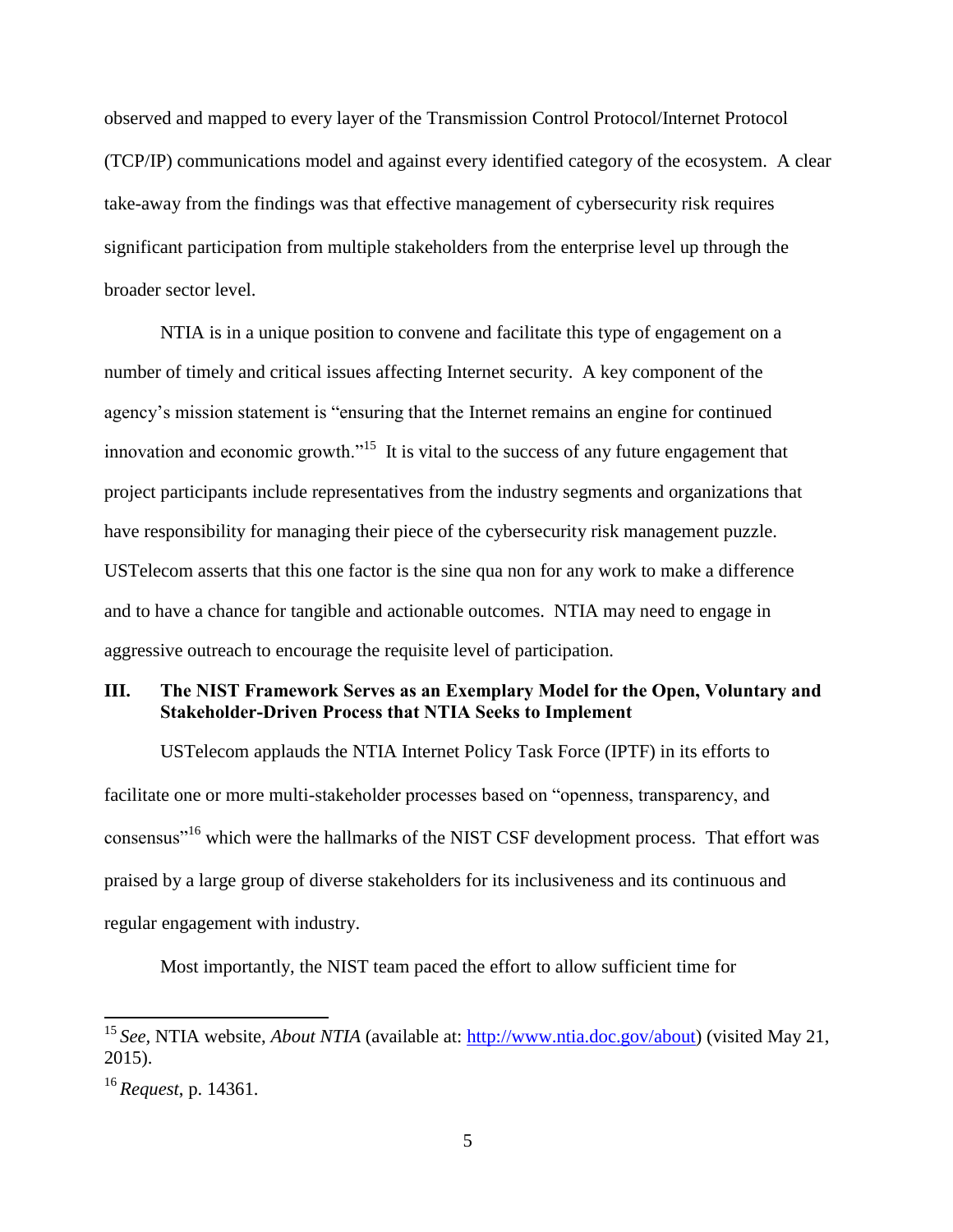observed and mapped to every layer of the Transmission Control Protocol/Internet Protocol (TCP/IP) communications model and against every identified category of the ecosystem. A clear take-away from the findings was that effective management of cybersecurity risk requires significant participation from multiple stakeholders from the enterprise level up through the broader sector level.

NTIA is in a unique position to convene and facilitate this type of engagement on a number of timely and critical issues affecting Internet security. A key component of the agency's mission statement is "ensuring that the Internet remains an engine for continued innovation and economic growth."[15] It is vital to the success of any future engagement that project participants include representatives from the industry segments and organizations that have responsibility for managing their piece of the cybersecurity risk management puzzle. USTelecom asserts that this one factor is the sine qua non for any work to make a difference and to have a chance for tangible and actionable outcomes. NTIA may need to engage in aggressive outreach to encourage the requisite level of participation.

## III. The NIST Framework Serves as an Exemplary Model for the Open, Voluntary and Stakeholder-Driven Process that NTIA Seeks to Implement

USTelecom applauds the NTIA Internet Policy Task Force (IPTF) in its efforts to facilitate one or more multi-stakeholder processes based on "openness, transparency, and consensus"[16] which were the hallmarks of the NIST CSF development process. That effort was praised by a large group of diverse stakeholders for its inclusiveness and its continuous and regular engagement with industry.

Most importantly, the NIST team paced the effort to allow sufficient time for

---

[15] *See*, NTIA website, *About NTIA* (available at: http://www.ntia.doc.gov/about) (visited May 21, 2015).

[16] *Request*, p. 14361.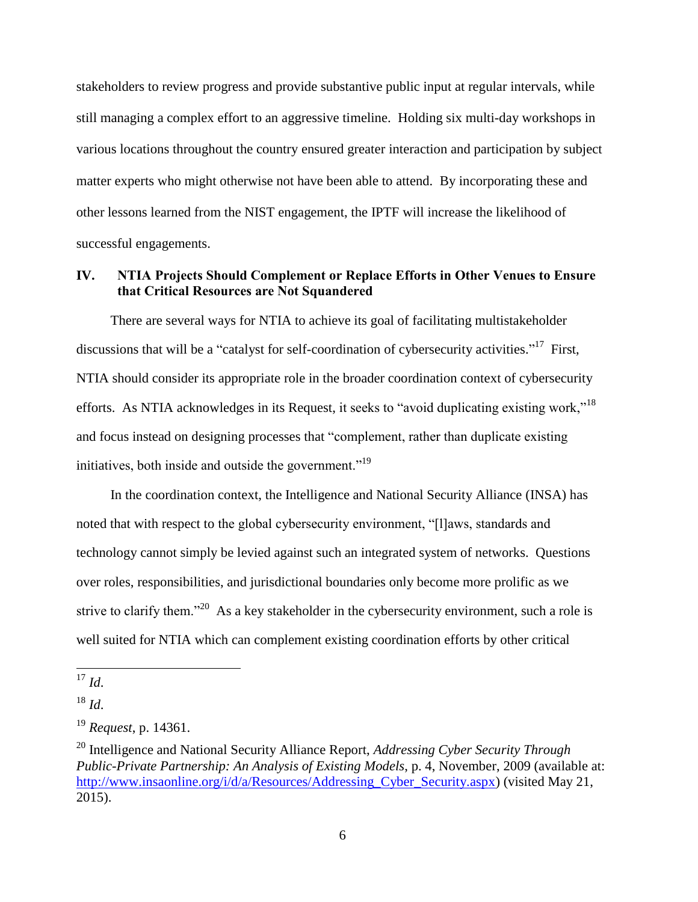stakeholders to review progress and provide substantive public input at regular intervals, while still managing a complex effort to an aggressive timeline. Holding six multi-day workshops in various locations throughout the country ensured greater interaction and participation by subject matter experts who might otherwise not have been able to attend. By incorporating these and other lessons learned from the NIST engagement, the IPTF will increase the likelihood of successful engagements.

## IV. NTIA Projects Should Complement or Replace Efforts in Other Venues to Ensure that Critical Resources are Not Squandered

There are several ways for NTIA to achieve its goal of facilitating multistakeholder discussions that will be a "catalyst for self-coordination of cybersecurity activities."[17] First, NTIA should consider its appropriate role in the broader coordination context of cybersecurity efforts. As NTIA acknowledges in its Request, it seeks to "avoid duplicating existing work,"[18] and focus instead on designing processes that "complement, rather than duplicate existing initiatives, both inside and outside the government."[19]

In the coordination context, the Intelligence and National Security Alliance (INSA) has noted that with respect to the global cybersecurity environment, "[l]aws, standards and technology cannot simply be levied against such an integrated system of networks. Questions over roles, responsibilities, and jurisdictional boundaries only become more prolific as we strive to clarify them."[20] As a key stakeholder in the cybersecurity environment, such a role is well suited for NTIA which can complement existing coordination efforts by other critical

---

[17] *Id.*

[18] *Id.*

[19] *Request*, p. 14361.

[20] Intelligence and National Security Alliance Report, *Addressing Cyber Security Through Public-Private Partnership: An Analysis of Existing Models*, p. 4, November, 2009 (available at: http://www.insaonline.org/i/d/a/Resources/Addressing_Cyber_Security.aspx) (visited May 21, 2015).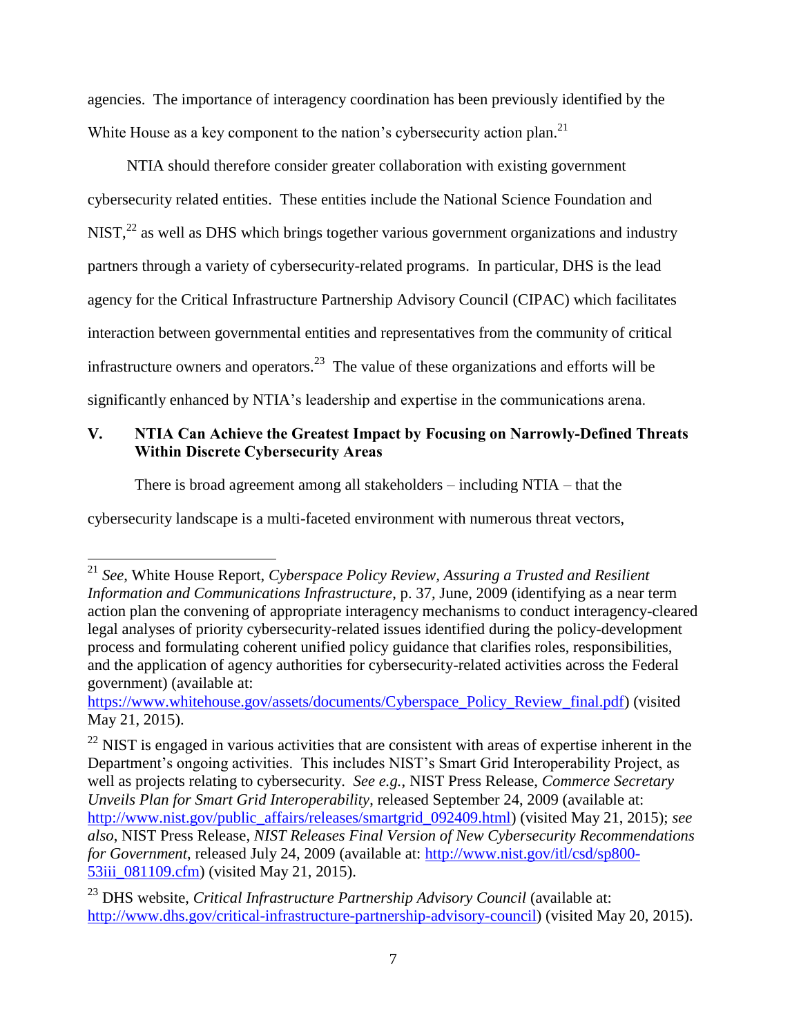agencies. The importance of interagency coordination has been previously identified by the White House as a key component to the nation's cybersecurity action plan.[21]

NTIA should therefore consider greater collaboration with existing government cybersecurity related entities. These entities include the National Science Foundation and NIST,[22] as well as DHS which brings together various government organizations and industry partners through a variety of cybersecurity-related programs. In particular, DHS is the lead agency for the Critical Infrastructure Partnership Advisory Council (CIPAC) which facilitates interaction between governmental entities and representatives from the community of critical infrastructure owners and operators.[23] The value of these organizations and efforts will be significantly enhanced by NTIA's leadership and expertise in the communications arena.

## V. NTIA Can Achieve the Greatest Impact by Focusing on Narrowly-Defined Threats Within Discrete Cybersecurity Areas

There is broad agreement among all stakeholders – including NTIA – that the cybersecurity landscape is a multi-faceted environment with numerous threat vectors,

---

[21] *See*, White House Report, *Cyberspace Policy Review, Assuring a Trusted and Resilient Information and Communications Infrastructure*, p. 37, June, 2009 (identifying as a near term action plan the convening of appropriate interagency mechanisms to conduct interagency-cleared legal analyses of priority cybersecurity-related issues identified during the policy-development process and formulating coherent unified policy guidance that clarifies roles, responsibilities, and the application of agency authorities for cybersecurity-related activities across the Federal government) (available at: https://www.whitehouse.gov/assets/documents/Cyberspace_Policy_Review_final.pdf) (visited May 21, 2015).

[22] NIST is engaged in various activities that are consistent with areas of expertise inherent in the Department's ongoing activities. This includes NIST's Smart Grid Interoperability Project, as well as projects relating to cybersecurity. *See e.g.*, NIST Press Release, *Commerce Secretary Unveils Plan for Smart Grid Interoperability*, released September 24, 2009 (available at: http://www.nist.gov/public_affairs/releases/smartgrid_092409.html) (visited May 21, 2015); *see also*, NIST Press Release, *NIST Releases Final Version of New Cybersecurity Recommendations for Government*, released July 24, 2009 (available at: http://www.nist.gov/itl/csd/sp800-53iii_081109.cfm) (visited May 21, 2015).

[23] DHS website, *Critical Infrastructure Partnership Advisory Council* (available at: http://www.dhs.gov/critical-infrastructure-partnership-advisory-council) (visited May 20, 2015).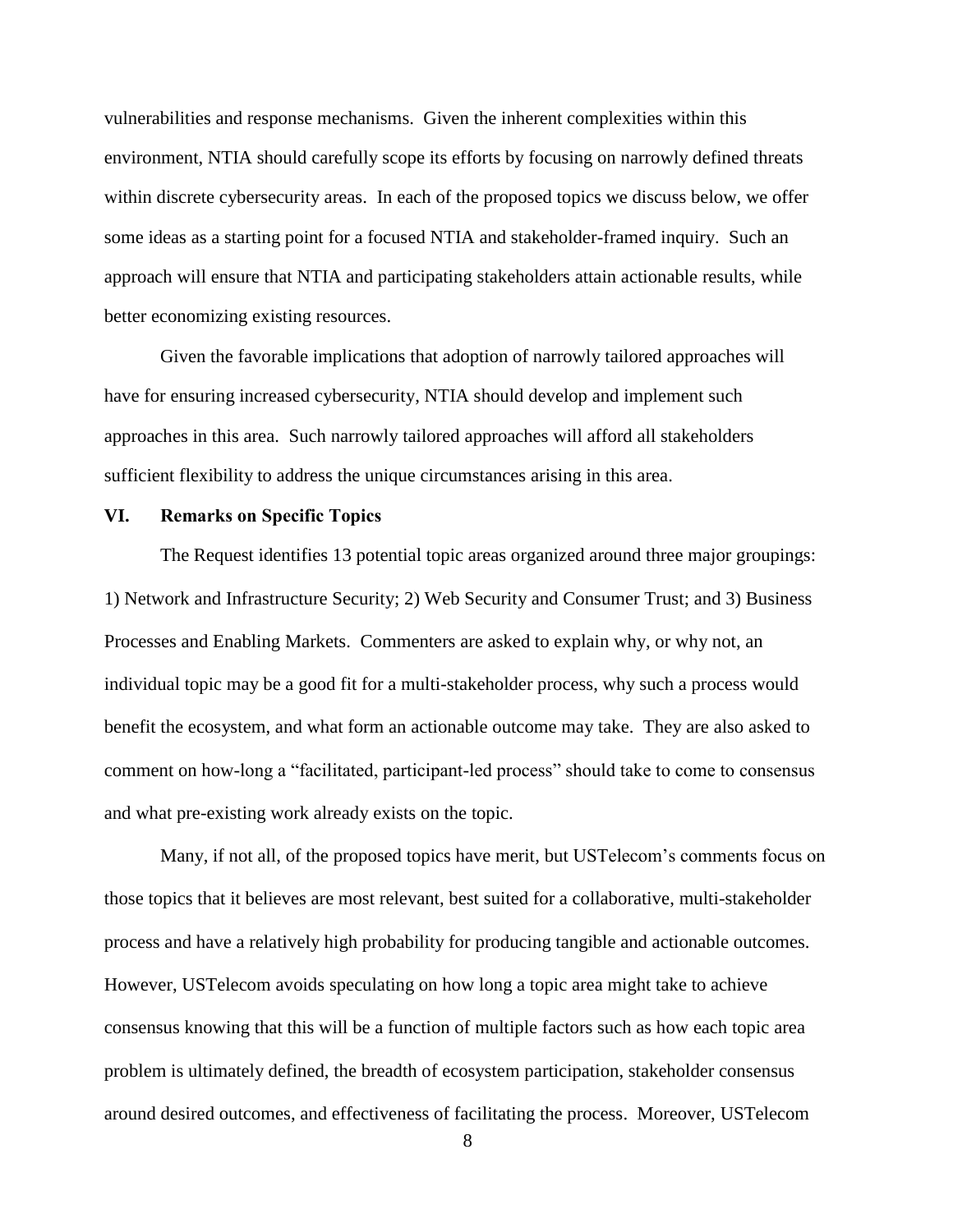vulnerabilities and response mechanisms. Given the inherent complexities within this environment, NTIA should carefully scope its efforts by focusing on narrowly defined threats within discrete cybersecurity areas. In each of the proposed topics we discuss below, we offer some ideas as a starting point for a focused NTIA and stakeholder-framed inquiry. Such an approach will ensure that NTIA and participating stakeholders attain actionable results, while better economizing existing resources.

Given the favorable implications that adoption of narrowly tailored approaches will have for ensuring increased cybersecurity, NTIA should develop and implement such approaches in this area. Such narrowly tailored approaches will afford all stakeholders sufficient flexibility to address the unique circumstances arising in this area.

## VI. Remarks on Specific Topics

The Request identifies 13 potential topic areas organized around three major groupings: 1) Network and Infrastructure Security; 2) Web Security and Consumer Trust; and 3) Business Processes and Enabling Markets. Commenters are asked to explain why, or why not, an individual topic may be a good fit for a multi-stakeholder process, why such a process would benefit the ecosystem, and what form an actionable outcome may take. They are also asked to comment on how-long a "facilitated, participant-led process" should take to come to consensus and what pre-existing work already exists on the topic.

Many, if not all, of the proposed topics have merit, but USTelecom's comments focus on those topics that it believes are most relevant, best suited for a collaborative, multi-stakeholder process and have a relatively high probability for producing tangible and actionable outcomes. However, USTelecom avoids speculating on how long a topic area might take to achieve consensus knowing that this will be a function of multiple factors such as how each topic area problem is ultimately defined, the breadth of ecosystem participation, stakeholder consensus around desired outcomes, and effectiveness of facilitating the process. Moreover, USTelecom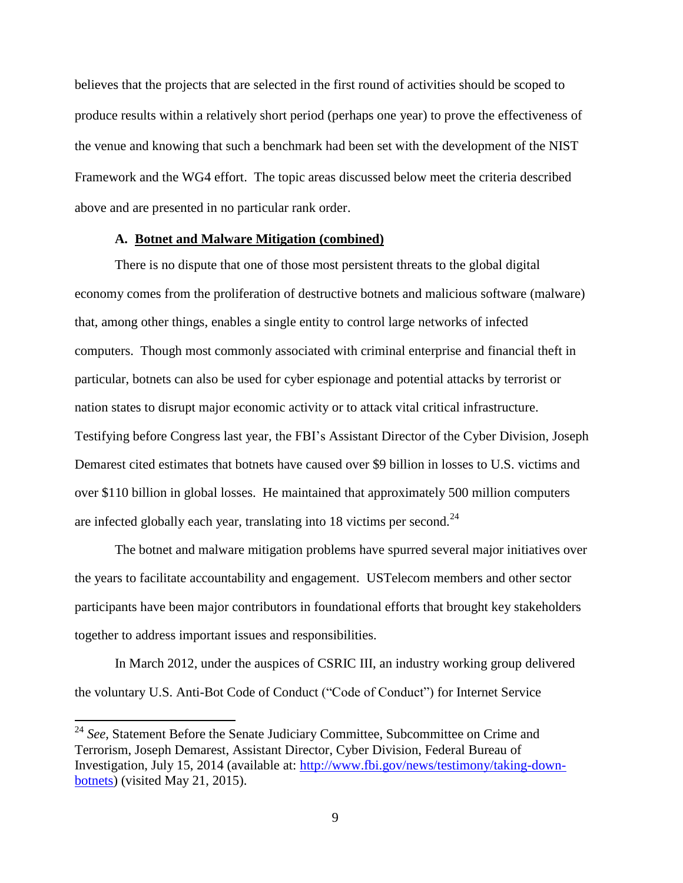believes that the projects that are selected in the first round of activities should be scoped to produce results within a relatively short period (perhaps one year) to prove the effectiveness of the venue and knowing that such a benchmark had been set with the development of the NIST Framework and the WG4 effort. The topic areas discussed below meet the criteria described above and are presented in no particular rank order.

### A. Botnet and Malware Mitigation (combined)

There is no dispute that one of those most persistent threats to the global digital economy comes from the proliferation of destructive botnets and malicious software (malware) that, among other things, enables a single entity to control large networks of infected computers. Though most commonly associated with criminal enterprise and financial theft in particular, botnets can also be used for cyber espionage and potential attacks by terrorist or nation states to disrupt major economic activity or to attack vital critical infrastructure. Testifying before Congress last year, the FBI's Assistant Director of the Cyber Division, Joseph Demarest cited estimates that botnets have caused over $9 billion in losses to U.S. victims and over $110 billion in global losses. He maintained that approximately 500 million computers are infected globally each year, translating into 18 victims per second.[24]

The botnet and malware mitigation problems have spurred several major initiatives over the years to facilitate accountability and engagement. USTelecom members and other sector participants have been major contributors in foundational efforts that brought key stakeholders together to address important issues and responsibilities.

In March 2012, under the auspices of CSRIC III, an industry working group delivered the voluntary U.S. Anti-Bot Code of Conduct ("Code of Conduct") for Internet Service

---

[24] *See,* Statement Before the Senate Judiciary Committee, Subcommittee on Crime and Terrorism, Joseph Demarest, Assistant Director, Cyber Division, Federal Bureau of Investigation, July 15, 2014 (available at: [http://www.fbi.gov/news/testimony/taking-down-botnets](http://www.fbi.gov/news/testimony/taking-down-botnets)) (visited May 21, 2015).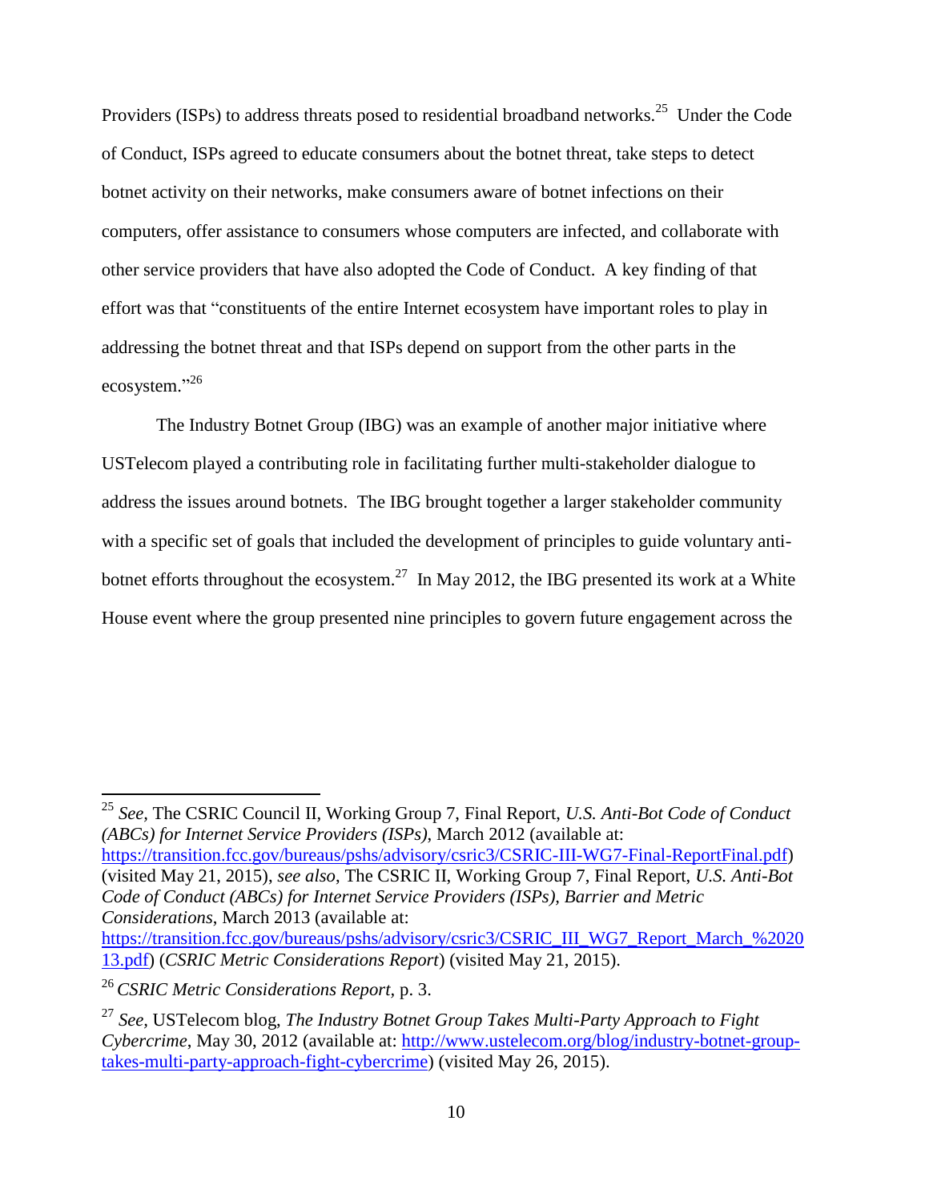Providers (ISPs) to address threats posed to residential broadband networks.[25] Under the Code of Conduct, ISPs agreed to educate consumers about the botnet threat, take steps to detect botnet activity on their networks, make consumers aware of botnet infections on their computers, offer assistance to consumers whose computers are infected, and collaborate with other service providers that have also adopted the Code of Conduct. A key finding of that effort was that "constituents of the entire Internet ecosystem have important roles to play in addressing the botnet threat and that ISPs depend on support from the other parts in the ecosystem."[26]

The Industry Botnet Group (IBG) was an example of another major initiative where USTelecom played a contributing role in facilitating further multi-stakeholder dialogue to address the issues around botnets. The IBG brought together a larger stakeholder community with a specific set of goals that included the development of principles to guide voluntary anti-botnet efforts throughout the ecosystem.[27] In May 2012, the IBG presented its work at a White House event where the group presented nine principles to govern future engagement across the

---

[25] *See,* The CSRIC Council II, Working Group 7, Final Report, *U.S. Anti-Bot Code of Conduct (ABCs) for Internet Service Providers (ISPs)*, March 2012 (available at: https://transition.fcc.gov/bureaus/pshs/advisory/csric3/CSRIC-III-WG7-Final-ReportFinal.pdf) (visited May 21, 2015), *see also*, The CSRIC II, Working Group 7, Final Report, *U.S. Anti-Bot Code of Conduct (ABCs) for Internet Service Providers (ISPs), Barrier and Metric Considerations*, March 2013 (available at: https://transition.fcc.gov/bureaus/pshs/advisory/csric3/CSRIC_III_WG7_Report_March_%202013.pdf) (*CSRIC Metric Considerations Report*) (visited May 21, 2015).

[26] *CSRIC Metric Considerations Report,* p. 3.

[27] *See,* USTelecom blog, *The Industry Botnet Group Takes Multi-Party Approach to Fight Cybercrime*, May 30, 2012 (available at: http://www.ustelecom.org/blog/industry-botnet-group-takes-multi-party-approach-fight-cybercrime) (visited May 26, 2015).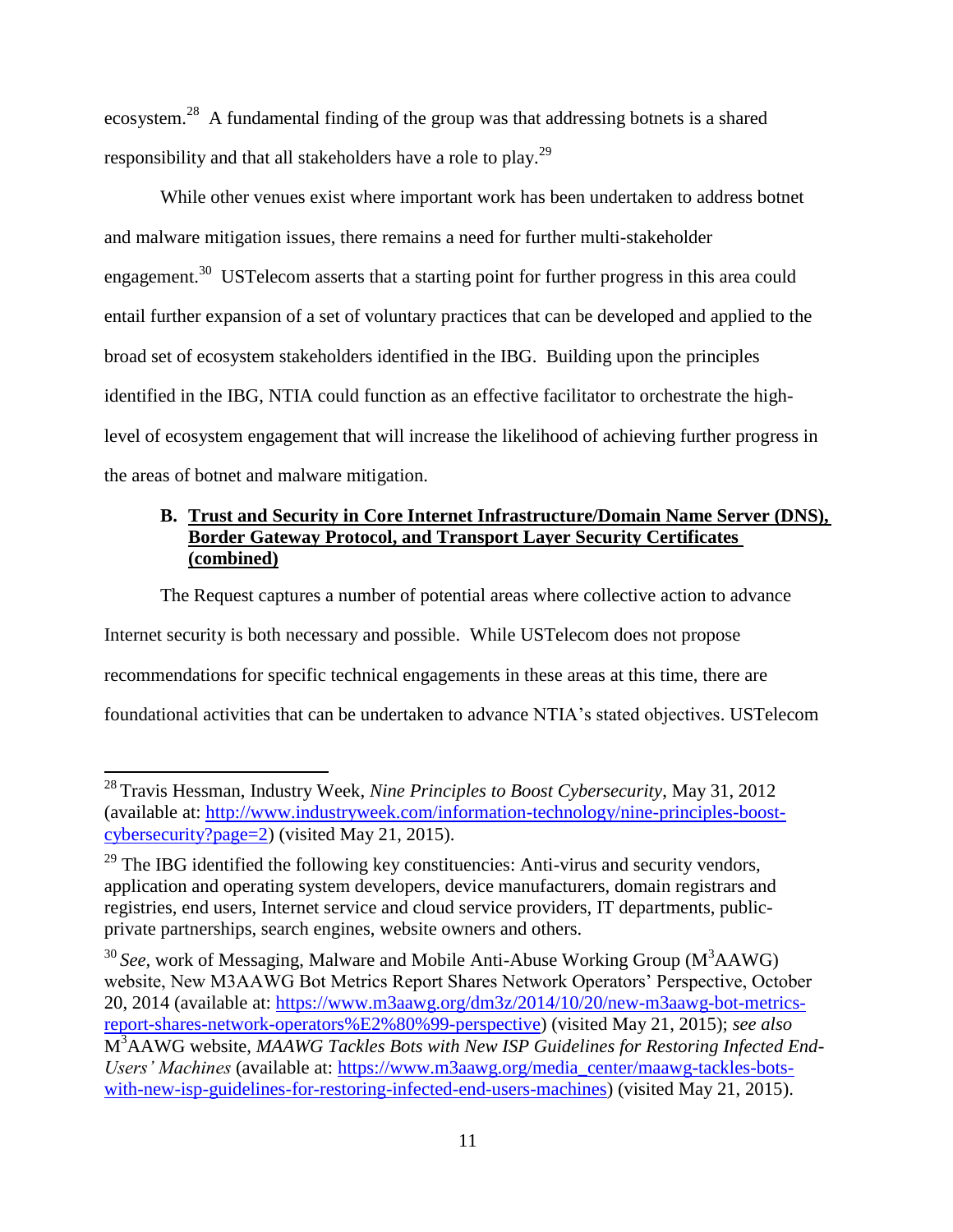ecosystem.[28] A fundamental finding of the group was that addressing botnets is a shared responsibility and that all stakeholders have a role to play.[29]

While other venues exist where important work has been undertaken to address botnet and malware mitigation issues, there remains a need for further multi-stakeholder engagement.[30] USTelecom asserts that a starting point for further progress in this area could entail further expansion of a set of voluntary practices that can be developed and applied to the broad set of ecosystem stakeholders identified in the IBG. Building upon the principles identified in the IBG, NTIA could function as an effective facilitator to orchestrate the high-level of ecosystem engagement that will increase the likelihood of achieving further progress in the areas of botnet and malware mitigation.

### B. Trust and Security in Core Internet Infrastructure/Domain Name Server (DNS), Border Gateway Protocol, and Transport Layer Security Certificates (combined)

The Request captures a number of potential areas where collective action to advance Internet security is both necessary and possible. While USTelecom does not propose recommendations for specific technical engagements in these areas at this time, there are foundational activities that can be undertaken to advance NTIA's stated objectives. USTelecom

---

[28] Travis Hessman, Industry Week, *Nine Principles to Boost Cybersecurity*, May 31, 2012 (available at: http://www.industryweek.com/information-technology/nine-principles-boost-cybersecurity?page=2) (visited May 21, 2015).

[29] The IBG identified the following key constituencies: Anti-virus and security vendors, application and operating system developers, device manufacturers, domain registrars and registries, end users, Internet service and cloud service providers, IT departments, public-private partnerships, search engines, website owners and others.

[30] *See*, work of Messaging, Malware and Mobile Anti-Abuse Working Group (M[3]AAWG) website, New M3AAWG Bot Metrics Report Shares Network Operators' Perspective, October 20, 2014 (available at: https://www.m3aawg.org/dm3z/2014/10/20/new-m3aawg-bot-metrics-report-shares-network-operators%E2%80%99-perspective) (visited May 21, 2015); *see also* M[3]AAWG website, *MAAWG Tackles Bots with New ISP Guidelines for Restoring Infected End-Users' Machines* (available at: https://www.m3aawg.org/media_center/maawg-tackles-bots-with-new-isp-guidelines-for-restoring-infected-end-users-machines) (visited May 21, 2015).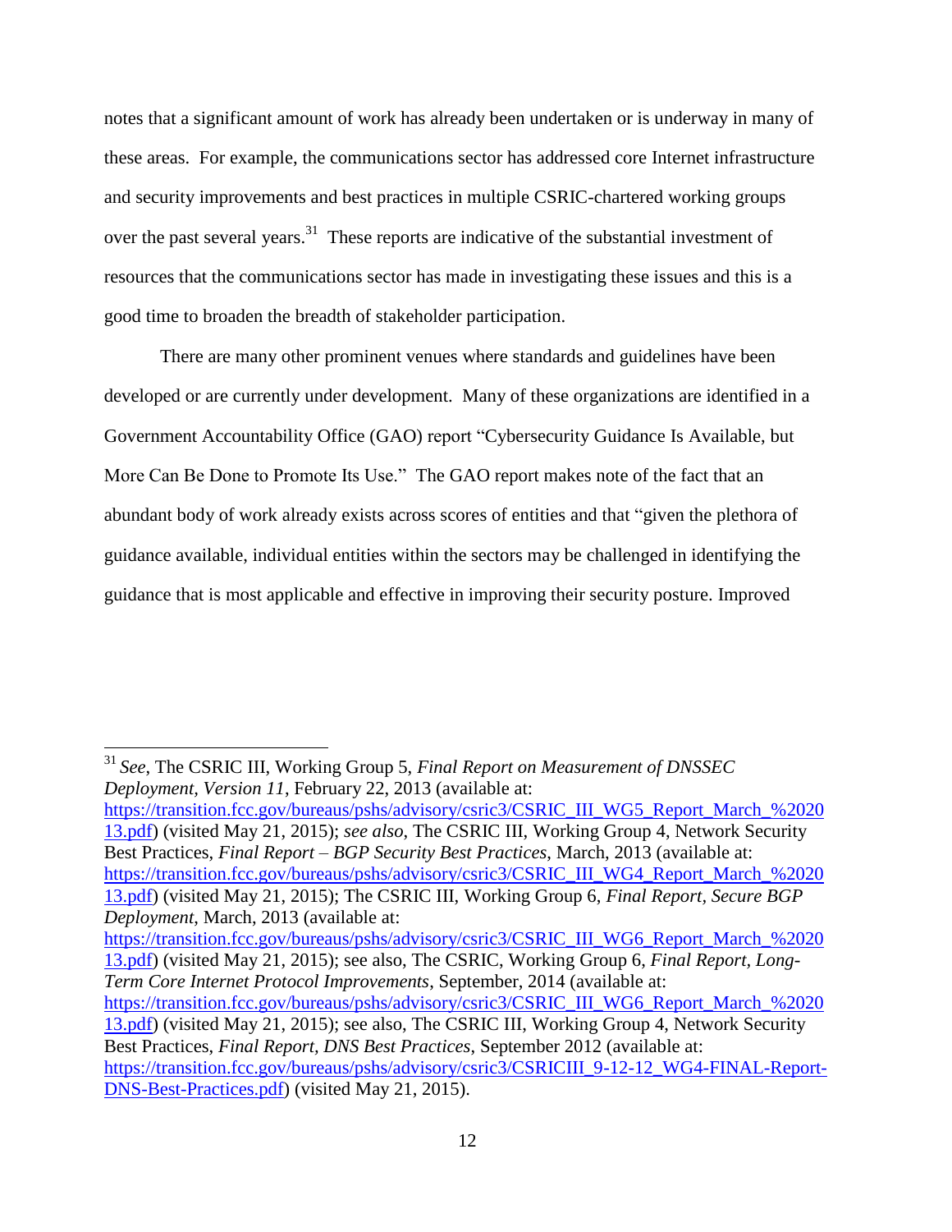notes that a significant amount of work has already been undertaken or is underway in many of these areas. For example, the communications sector has addressed core Internet infrastructure and security improvements and best practices in multiple CSRIC-chartered working groups over the past several years.[31] These reports are indicative of the substantial investment of resources that the communications sector has made in investigating these issues and this is a good time to broaden the breadth of stakeholder participation.

There are many other prominent venues where standards and guidelines have been developed or are currently under development. Many of these organizations are identified in a Government Accountability Office (GAO) report "Cybersecurity Guidance Is Available, but More Can Be Done to Promote Its Use." The GAO report makes note of the fact that an abundant body of work already exists across scores of entities and that "given the plethora of guidance available, individual entities within the sectors may be challenged in identifying the guidance that is most applicable and effective in improving their security posture. Improved

---

[31] *See*, The CSRIC III, Working Group 5, *Final Report on Measurement of DNSSEC Deployment, Version 11*, February 22, 2013 (available at: https://transition.fcc.gov/bureaus/pshs/advisory/csric3/CSRIC_III_WG5_Report_March_%202013.pdf) (visited May 21, 2015); *see also*, The CSRIC III, Working Group 4, Network Security Best Practices, *Final Report – BGP Security Best Practices*, March, 2013 (available at: https://transition.fcc.gov/bureaus/pshs/advisory/csric3/CSRIC_III_WG4_Report_March_%202013.pdf) (visited May 21, 2015); The CSRIC III, Working Group 6, *Final Report, Secure BGP Deployment*, March, 2013 (available at: https://transition.fcc.gov/bureaus/pshs/advisory/csric3/CSRIC_III_WG6_Report_March_%202013.pdf) (visited May 21, 2015); see also, The CSRIC, Working Group 6, *Final Report, Long-Term Core Internet Protocol Improvements*, September, 2014 (available at: https://transition.fcc.gov/bureaus/pshs/advisory/csric3/CSRIC_III_WG6_Report_March_%202013.pdf) (visited May 21, 2015); see also, The CSRIC III, Working Group 4, Network Security Best Practices, *Final Report, DNS Best Practices*, September 2012 (available at: https://transition.fcc.gov/bureaus/pshs/advisory/csric3/CSRICIII_9-12-12_WG4-FINAL-Report-DNS-Best-Practices.pdf) (visited May 21, 2015).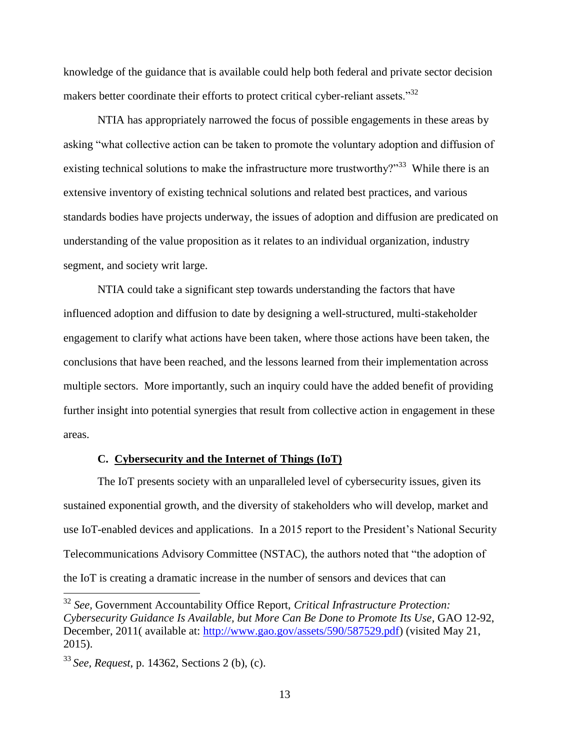knowledge of the guidance that is available could help both federal and private sector decision makers better coordinate their efforts to protect critical cyber-reliant assets."[32]

NTIA has appropriately narrowed the focus of possible engagements in these areas by asking "what collective action can be taken to promote the voluntary adoption and diffusion of existing technical solutions to make the infrastructure more trustworthy?"[33] While there is an extensive inventory of existing technical solutions and related best practices, and various standards bodies have projects underway, the issues of adoption and diffusion are predicated on understanding of the value proposition as it relates to an individual organization, industry segment, and society writ large.

NTIA could take a significant step towards understanding the factors that have influenced adoption and diffusion to date by designing a well-structured, multi-stakeholder engagement to clarify what actions have been taken, where those actions have been taken, the conclusions that have been reached, and the lessons learned from their implementation across multiple sectors. More importantly, such an inquiry could have the added benefit of providing further insight into potential synergies that result from collective action in engagement in these areas.

### C. Cybersecurity and the Internet of Things (IoT)

The IoT presents society with an unparalleled level of cybersecurity issues, given its sustained exponential growth, and the diversity of stakeholders who will develop, market and use IoT-enabled devices and applications. In a 2015 report to the President's National Security Telecommunications Advisory Committee (NSTAC), the authors noted that "the adoption of the IoT is creating a dramatic increase in the number of sensors and devices that can

---

[32] *See,* Government Accountability Office Report, *Critical Infrastructure Protection: Cybersecurity Guidance Is Available, but More Can Be Done to Promote Its Use*, GAO 12-92, December, 2011( available at: http://www.gao.gov/assets/590/587529.pdf) (visited May 21, 2015).

[33] *See, Request*, p. 14362, Sections 2 (b), (c).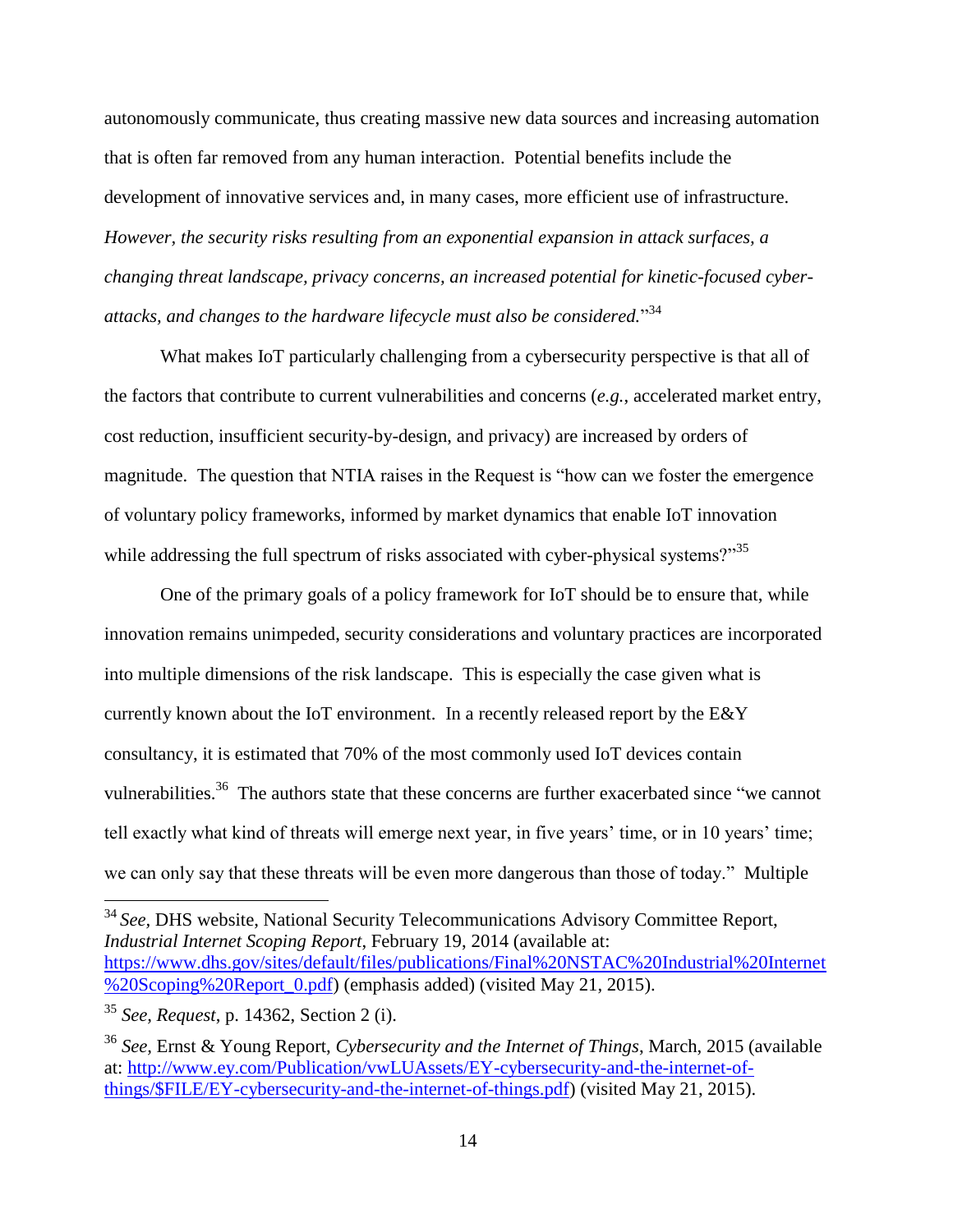autonomously communicate, thus creating massive new data sources and increasing automation that is often far removed from any human interaction. Potential benefits include the development of innovative services and, in many cases, more efficient use of infrastructure. *However, the security risks resulting from an exponential expansion in attack surfaces, a changing threat landscape, privacy concerns, an increased potential for kinetic-focused cyber-attacks, and changes to the hardware lifecycle must also be considered.*"[34]

What makes IoT particularly challenging from a cybersecurity perspective is that all of the factors that contribute to current vulnerabilities and concerns (*e.g.*, accelerated market entry, cost reduction, insufficient security-by-design, and privacy) are increased by orders of magnitude. The question that NTIA raises in the Request is "how can we foster the emergence of voluntary policy frameworks, informed by market dynamics that enable IoT innovation while addressing the full spectrum of risks associated with cyber-physical systems?"[35]

One of the primary goals of a policy framework for IoT should be to ensure that, while innovation remains unimpeded, security considerations and voluntary practices are incorporated into multiple dimensions of the risk landscape. This is especially the case given what is currently known about the IoT environment. In a recently released report by the E&Y consultancy, it is estimated that 70% of the most commonly used IoT devices contain vulnerabilities.[36] The authors state that these concerns are further exacerbated since "we cannot tell exactly what kind of threats will emerge next year, in five years' time, or in 10 years' time; we can only say that these threats will be even more dangerous than those of today." Multiple

---

[34] *See*, DHS website, National Security Telecommunications Advisory Committee Report, *Industrial Internet Scoping Report*, February 19, 2014 (available at: https://www.dhs.gov/sites/default/files/publications/Final%20NSTAC%20Industrial%20Internet%20Scoping%20Report_0.pdf) (emphasis added) (visited May 21, 2015).

[35] *See, Request*, p. 14362, Section 2 (i).

[36] *See*, Ernst & Young Report, *Cybersecurity and the Internet of Things*, March, 2015 (available at: http://www.ey.com/Publication/vwLUAssets/EY-cybersecurity-and-the-internet-of-things/$FILE/EY-cybersecurity-and-the-internet-of-things.pdf) (visited May 21, 2015).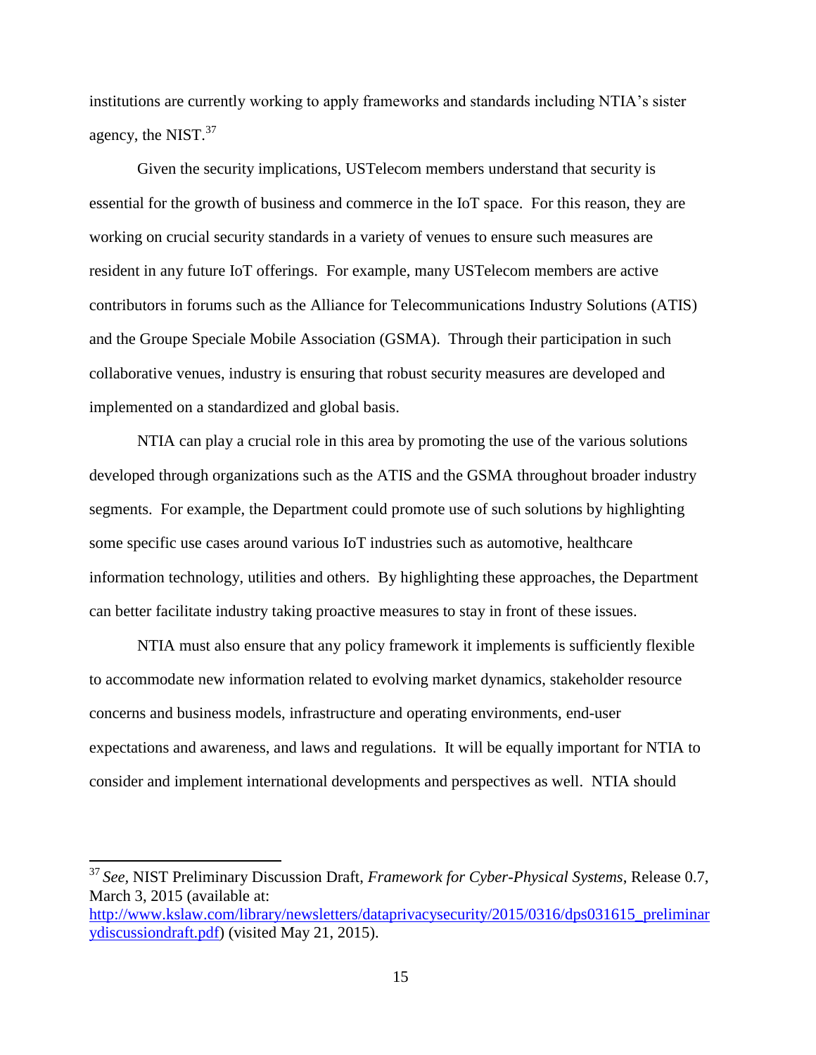institutions are currently working to apply frameworks and standards including NTIA's sister agency, the NIST.[37]

Given the security implications, USTelecom members understand that security is essential for the growth of business and commerce in the IoT space. For this reason, they are working on crucial security standards in a variety of venues to ensure such measures are resident in any future IoT offerings. For example, many USTelecom members are active contributors in forums such as the Alliance for Telecommunications Industry Solutions (ATIS) and the Groupe Speciale Mobile Association (GSMA). Through their participation in such collaborative venues, industry is ensuring that robust security measures are developed and implemented on a standardized and global basis.

NTIA can play a crucial role in this area by promoting the use of the various solutions developed through organizations such as the ATIS and the GSMA throughout broader industry segments. For example, the Department could promote use of such solutions by highlighting some specific use cases around various IoT industries such as automotive, healthcare information technology, utilities and others. By highlighting these approaches, the Department can better facilitate industry taking proactive measures to stay in front of these issues.

NTIA must also ensure that any policy framework it implements is sufficiently flexible to accommodate new information related to evolving market dynamics, stakeholder resource concerns and business models, infrastructure and operating environments, end-user expectations and awareness, and laws and regulations. It will be equally important for NTIA to consider and implement international developments and perspectives as well. NTIA should

---

[37] *See*, NIST Preliminary Discussion Draft, *Framework for Cyber-Physical Systems*, Release 0.7, March 3, 2015 (available at: http://www.kslaw.com/library/newsletters/dataprivacysecurity/2015/0316/dps031615_preliminarydiscussiondraft.pdf) (visited May 21, 2015).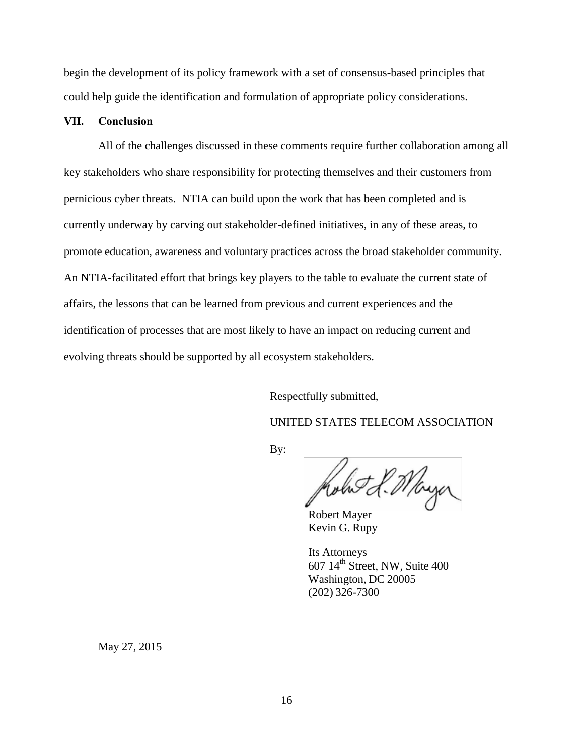begin the development of its policy framework with a set of consensus-based principles that could help guide the identification and formulation of appropriate policy considerations.

## VII. Conclusion

All of the challenges discussed in these comments require further collaboration among all key stakeholders who share responsibility for protecting themselves and their customers from pernicious cyber threats. NTIA can build upon the work that has been completed and is currently underway by carving out stakeholder-defined initiatives, in any of these areas, to promote education, awareness and voluntary practices across the broad stakeholder community. An NTIA-facilitated effort that brings key players to the table to evaluate the current state of affairs, the lessons that can be learned from previous and current experiences and the identification of processes that are most likely to have an impact on reducing current and evolving threats should be supported by all ecosystem stakeholders.

Respectfully submitted,

UNITED STATES TELECOM ASSOCIATION

By:

Robert Mayer
Kevin G. Rupy

Its Attorneys
607 14th Street, NW, Suite 400
Washington, DC 20005
(202) 326-7300

May 27, 2015